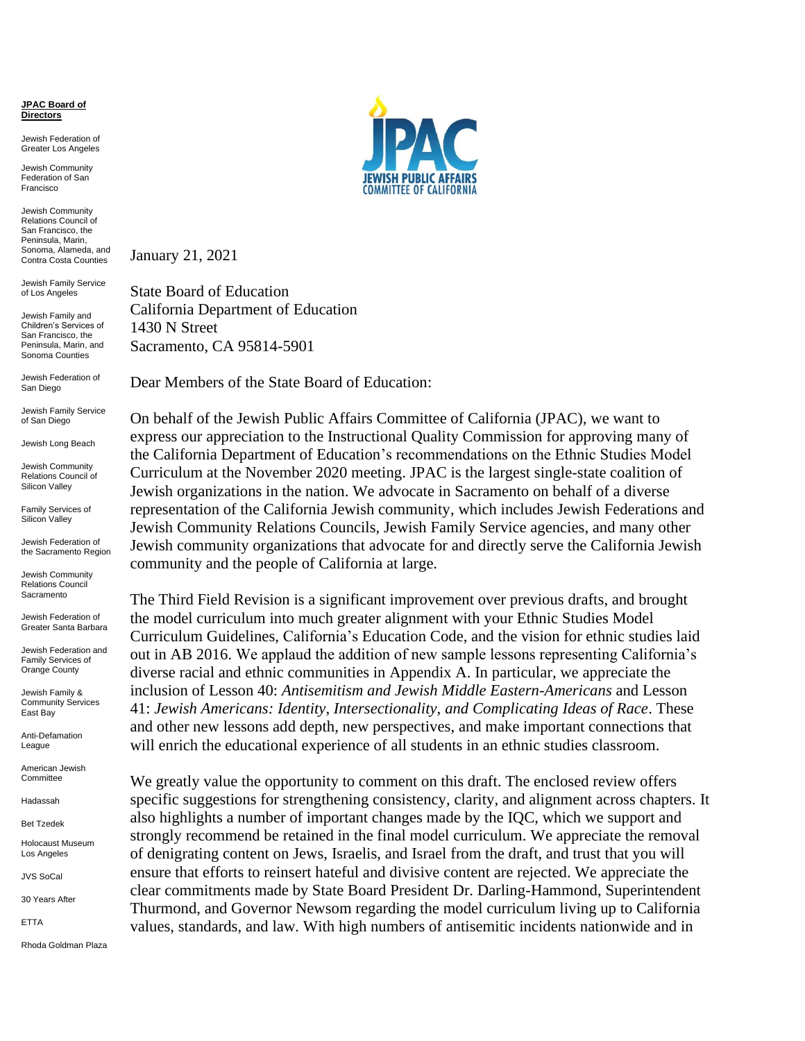**JPAC Board of Directors**

Jewish Federation of Greater Los Angeles

Jewish Community Federation of San Francisco

Jewish Community Relations Council of San Francisco, the Peninsula, Marin, Sonoma, Alameda, and Contra Costa Counties

Jewish Family Service of Los Angeles

Jewish Family and Children's Services of San Francisco, the Peninsula, Marin, and Sonoma Counties

Jewish Federation of San Diego

Jewish Family Service of San Diego

Jewish Long Beach

Jewish Community Relations Council of Silicon Valley

Family Services of Silicon Valley

Jewish Federation of the Sacramento Region

Jewish Community Relations Council Sacramento

Jewish Federation of Greater Santa Barbara

Jewish Federation and Family Services of Orange County

Jewish Family & Community Services East Bay

Anti-Defamation League

American Jewish Committee

Hadassah

Bet Tzedek

Holocaust Museum Los Angeles

JVS SoCal

30 Years After

ETTA

Rhoda Goldman Plaza

JPAC
JEWISH PUBLIC AFFAIRS COMMITTEE OF CALIFORNIA

January 21, 2021

State Board of Education
California Department of Education
1430 N Street
Sacramento, CA 95814-5901

Dear Members of the State Board of Education:

On behalf of the Jewish Public Affairs Committee of California (JPAC), we want to express our appreciation to the Instructional Quality Commission for approving many of the California Department of Education's recommendations on the Ethnic Studies Model Curriculum at the November 2020 meeting. JPAC is the largest single-state coalition of Jewish organizations in the nation. We advocate in Sacramento on behalf of a diverse representation of the California Jewish community, which includes Jewish Federations and Jewish Community Relations Councils, Jewish Family Service agencies, and many other Jewish community organizations that advocate for and directly serve the California Jewish community and the people of California at large.

The Third Field Revision is a significant improvement over previous drafts, and brought the model curriculum into much greater alignment with your Ethnic Studies Model Curriculum Guidelines, California's Education Code, and the vision for ethnic studies laid out in AB 2016. We applaud the addition of new sample lessons representing California's diverse racial and ethnic communities in Appendix A. In particular, we appreciate the inclusion of Lesson 40: *Antisemitism and Jewish Middle Eastern-Americans* and Lesson 41: *Jewish Americans: Identity, Intersectionality, and Complicating Ideas of Race*. These and other new lessons add depth, new perspectives, and make important connections that will enrich the educational experience of all students in an ethnic studies classroom.

We greatly value the opportunity to comment on this draft. The enclosed review offers specific suggestions for strengthening consistency, clarity, and alignment across chapters. It also highlights a number of important changes made by the IQC, which we support and strongly recommend be retained in the final model curriculum. We appreciate the removal of denigrating content on Jews, Israelis, and Israel from the draft, and trust that you will ensure that efforts to reinsert hateful and divisive content are rejected. We appreciate the clear commitments made by State Board President Dr. Darling-Hammond, Superintendent Thurmond, and Governor Newsom regarding the model curriculum living up to California values, standards, and law. With high numbers of antisemitic incidents nationwide and in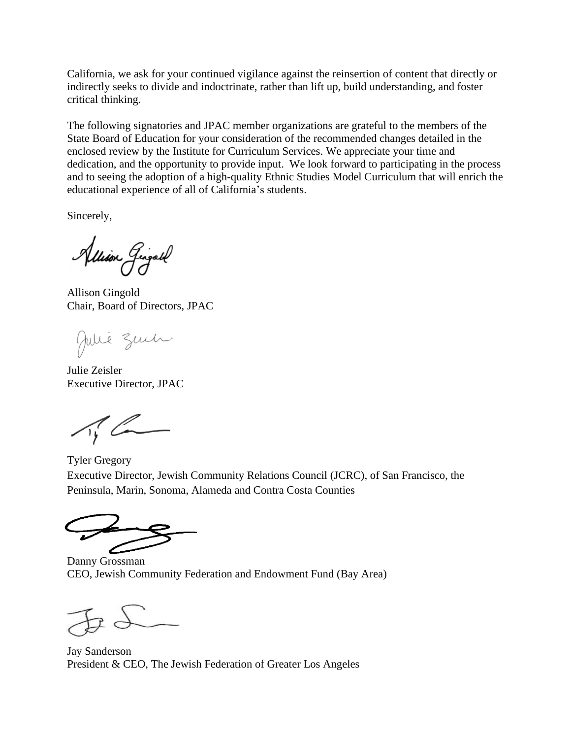California, we ask for your continued vigilance against the reinsertion of content that directly or indirectly seeks to divide and indoctrinate, rather than lift up, build understanding, and foster critical thinking.

The following signatories and JPAC member organizations are grateful to the members of the State Board of Education for your consideration of the recommended changes detailed in the enclosed review by the Institute for Curriculum Services. We appreciate your time and dedication, and the opportunity to provide input. We look forward to participating in the process and to seeing the adoption of a high-quality Ethnic Studies Model Curriculum that will enrich the educational experience of all of California's students.

Sincerely,

Allison Gingold
Chair, Board of Directors, JPAC

Julie Zeisler
Executive Director, JPAC

Tyler Gregory
Executive Director, Jewish Community Relations Council (JCRC), of San Francisco, the Peninsula, Marin, Sonoma, Alameda and Contra Costa Counties

Danny Grossman
CEO, Jewish Community Federation and Endowment Fund (Bay Area)

Jay Sanderson
President & CEO, The Jewish Federation of Greater Los Angeles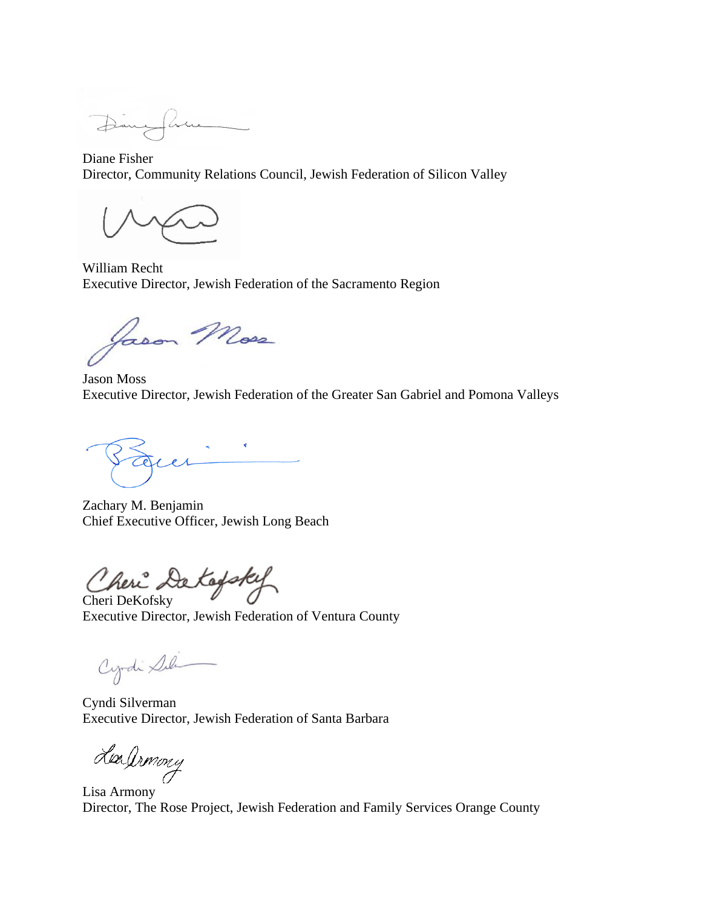Diane Fisher
Director, Community Relations Council, Jewish Federation of Silicon Valley

William Recht
Executive Director, Jewish Federation of the Sacramento Region

Jason Moss
Executive Director, Jewish Federation of the Greater San Gabriel and Pomona Valleys

Zachary M. Benjamin
Chief Executive Officer, Jewish Long Beach

Cheri DeKofsky
Executive Director, Jewish Federation of Ventura County

Cyndi Silverman
Executive Director, Jewish Federation of Santa Barbara

Lisa Armony
Director, The Rose Project, Jewish Federation and Family Services Orange County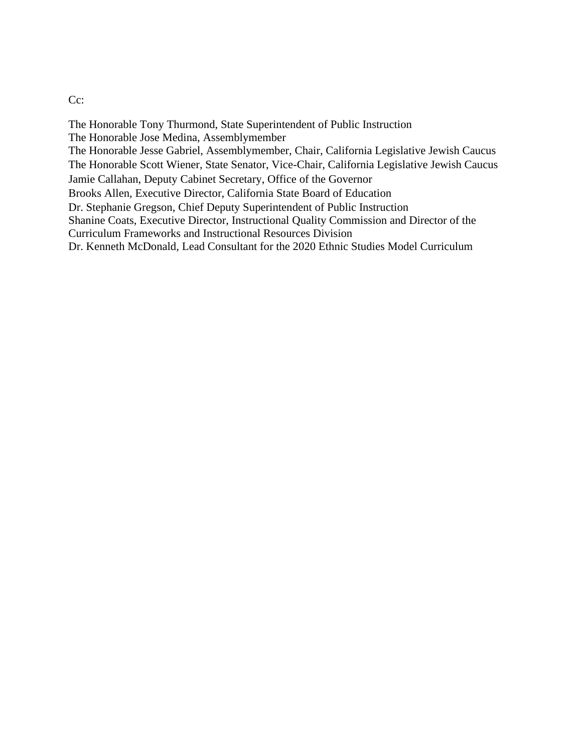Cc:

The Honorable Tony Thurmond, State Superintendent of Public Instruction
The Honorable Jose Medina, Assemblymember
The Honorable Jesse Gabriel, Assemblymember, Chair, California Legislative Jewish Caucus
The Honorable Scott Wiener, State Senator, Vice-Chair, California Legislative Jewish Caucus
Jamie Callahan, Deputy Cabinet Secretary, Office of the Governor
Brooks Allen, Executive Director, California State Board of Education
Dr. Stephanie Gregson, Chief Deputy Superintendent of Public Instruction
Shanine Coats, Executive Director, Instructional Quality Commission and Director of the Curriculum Frameworks and Instructional Resources Division
Dr. Kenneth McDonald, Lead Consultant for the 2020 Ethnic Studies Model Curriculum